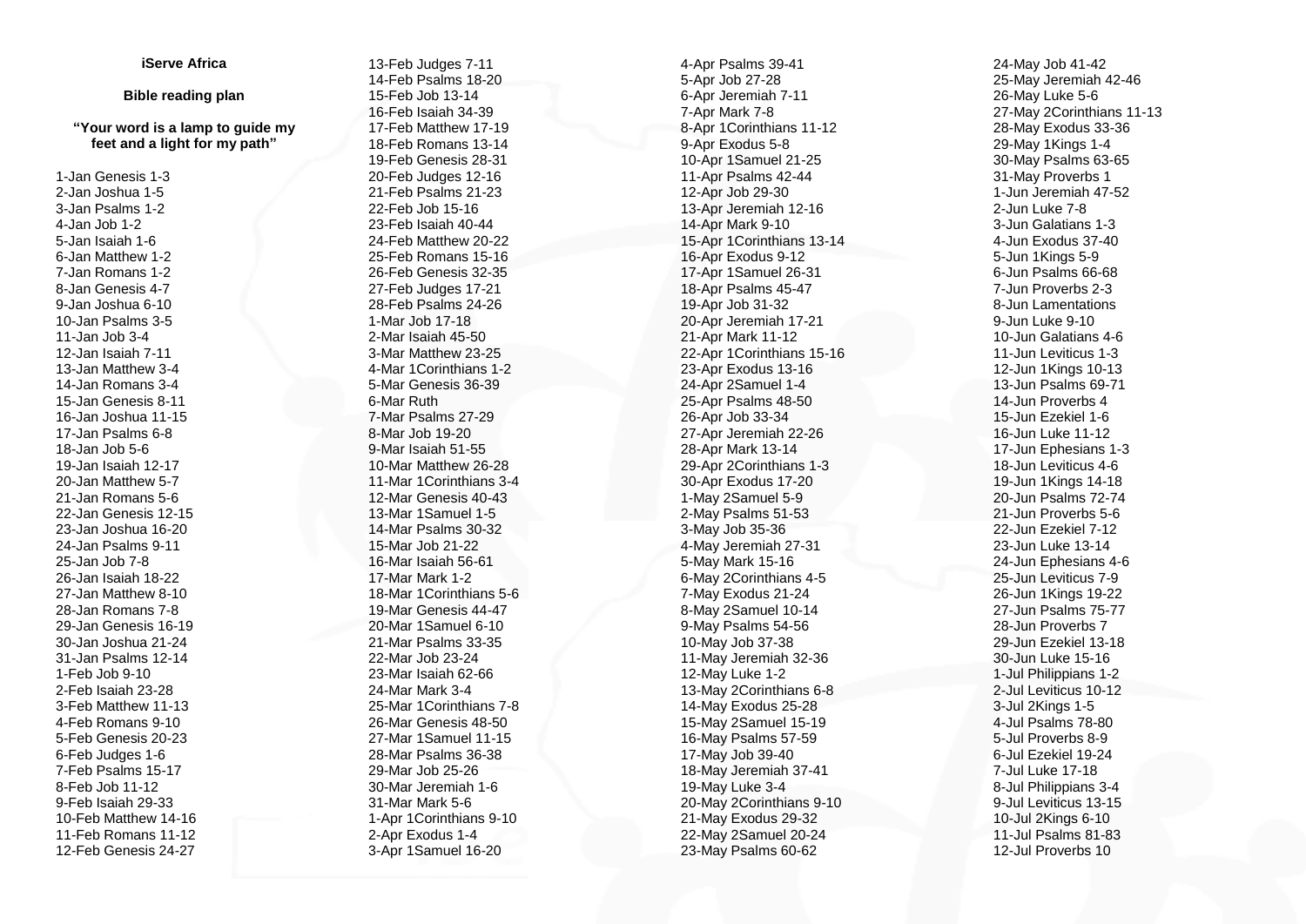**iServe Africa**

**Bible reading plan**

**"Your word is a lamp to guide my feet and a light for my path"**

1-Jan Genesis 1-3
2-Jan Joshua 1-5
3-Jan Psalms 1-2
4-Jan Job 1-2
5-Jan Isaiah 1-6
6-Jan Matthew 1-2
7-Jan Romans 1-2
8-Jan Genesis 4-7
9-Jan Joshua 6-10
10-Jan Psalms 3-5
11-Jan Job 3-4
12-Jan Isaiah 7-11
13-Jan Matthew 3-4
14-Jan Romans 3-4
15-Jan Genesis 8-11
16-Jan Joshua 11-15
17-Jan Psalms 6-8
18-Jan Job 5-6
19-Jan Isaiah 12-17
20-Jan Matthew 5-7
21-Jan Romans 5-6
22-Jan Genesis 12-15
23-Jan Joshua 16-20
24-Jan Psalms 9-11
25-Jan Job 7-8
26-Jan Isaiah 18-22
27-Jan Matthew 8-10
28-Jan Romans 7-8
29-Jan Genesis 16-19
30-Jan Joshua 21-24
31-Jan Psalms 12-14
1-Feb Job 9-10
2-Feb Isaiah 23-28
3-Feb Matthew 11-13
4-Feb Romans 9-10
5-Feb Genesis 20-23
6-Feb Judges 1-6
7-Feb Psalms 15-17
8-Feb Job 11-12
9-Feb Isaiah 29-33
10-Feb Matthew 14-16
11-Feb Romans 11-12
12-Feb Genesis 24-27
13-Feb Judges 7-11
14-Feb Psalms 18-20
15-Feb Job 13-14
16-Feb Isaiah 34-39
17-Feb Matthew 17-19
18-Feb Romans 13-14
19-Feb Genesis 28-31
20-Feb Judges 12-16
21-Feb Psalms 21-23
22-Feb Job 15-16
23-Feb Isaiah 40-44
24-Feb Matthew 20-22
25-Feb Romans 15-16
26-Feb Genesis 32-35
27-Feb Judges 17-21
28-Feb Psalms 24-26
1-Mar Job 17-18
2-Mar Isaiah 45-50
3-Mar Matthew 23-25
4-Mar 1Corinthians 1-2
5-Mar Genesis 36-39
6-Mar Ruth
7-Mar Psalms 27-29
8-Mar Job 19-20
9-Mar Isaiah 51-55
10-Mar Matthew 26-28
11-Mar 1Corinthians 3-4
12-Mar Genesis 40-43
13-Mar 1Samuel 1-5
14-Mar Psalms 30-32
15-Mar Job 21-22
16-Mar Isaiah 56-61
17-Mar Mark 1-2
18-Mar 1Corinthians 5-6
19-Mar Genesis 44-47
20-Mar 1Samuel 6-10
21-Mar Psalms 33-35
22-Mar Job 23-24
23-Mar Isaiah 62-66
24-Mar Mark 3-4
25-Mar 1Corinthians 7-8
26-Mar Genesis 48-50
27-Mar 1Samuel 11-15
28-Mar Psalms 36-38
29-Mar Job 25-26
30-Mar Jeremiah 1-6
31-Mar Mark 5-6
1-Apr 1Corinthians 9-10
2-Apr Exodus 1-4
3-Apr 1Samuel 16-20
4-Apr Psalms 39-41
5-Apr Job 27-28
6-Apr Jeremiah 7-11
7-Apr Mark 7-8
8-Apr 1Corinthians 11-12
9-Apr Exodus 5-8
10-Apr 1Samuel 21-25
11-Apr Psalms 42-44
12-Apr Job 29-30
13-Apr Jeremiah 12-16
14-Apr Mark 9-10
15-Apr 1Corinthians 13-14
16-Apr Exodus 9-12
17-Apr 1Samuel 26-31
18-Apr Psalms 45-47
19-Apr Job 31-32
20-Apr Jeremiah 17-21
21-Apr Mark 11-12
22-Apr 1Corinthians 15-16
23-Apr Exodus 13-16
24-Apr 2Samuel 1-4
25-Apr Psalms 48-50
26-Apr Job 33-34
27-Apr Jeremiah 22-26
28-Apr Mark 13-14
29-Apr 2Corinthians 1-3
30-Apr Exodus 17-20
1-May 2Samuel 5-9
2-May Psalms 51-53
3-May Job 35-36
4-May Jeremiah 27-31
5-May Mark 15-16
6-May 2Corinthians 4-5
7-May Exodus 21-24
8-May 2Samuel 10-14
9-May Psalms 54-56
10-May Job 37-38
11-May Jeremiah 32-36
12-May Luke 1-2
13-May 2Corinthians 6-8
14-May Exodus 25-28
15-May 2Samuel 15-19
16-May Psalms 57-59
17-May Job 39-40
18-May Jeremiah 37-41
19-May Luke 3-4
20-May 2Corinthians 9-10
21-May Exodus 29-32
22-May 2Samuel 20-24
23-May Psalms 60-62
24-May Job 41-42
25-May Jeremiah 42-46
26-May Luke 5-6
27-May 2Corinthians 11-13
28-May Exodus 33-36
29-May 1Kings 1-4
30-May Psalms 63-65
31-May Proverbs 1
1-Jun Jeremiah 47-52
2-Jun Luke 7-8
3-Jun Galatians 1-3
4-Jun Exodus 37-40
5-Jun 1Kings 5-9
6-Jun Psalms 66-68
7-Jun Proverbs 2-3
8-Jun Lamentations
9-Jun Luke 9-10
10-Jun Galatians 4-6
11-Jun Leviticus 1-3
12-Jun 1Kings 10-13
13-Jun Psalms 69-71
14-Jun Proverbs 4
15-Jun Ezekiel 1-6
16-Jun Luke 11-12
17-Jun Ephesians 1-3
18-Jun Leviticus 4-6
19-Jun 1Kings 14-18
20-Jun Psalms 72-74
21-Jun Proverbs 5-6
22-Jun Ezekiel 7-12
23-Jun Luke 13-14
24-Jun Ephesians 4-6
25-Jun Leviticus 7-9
26-Jun 1Kings 19-22
27-Jun Psalms 75-77
28-Jun Proverbs 7
29-Jun Ezekiel 13-18
30-Jun Luke 15-16
1-Jul Philippians 1-2
2-Jul Leviticus 10-12
3-Jul 2Kings 1-5
4-Jul Psalms 78-80
5-Jul Proverbs 8-9
6-Jul Ezekiel 19-24
7-Jul Luke 17-18
8-Jul Philippians 3-4
9-Jul Leviticus 13-15
10-Jul 2Kings 6-10
11-Jul Psalms 81-83
12-Jul Proverbs 10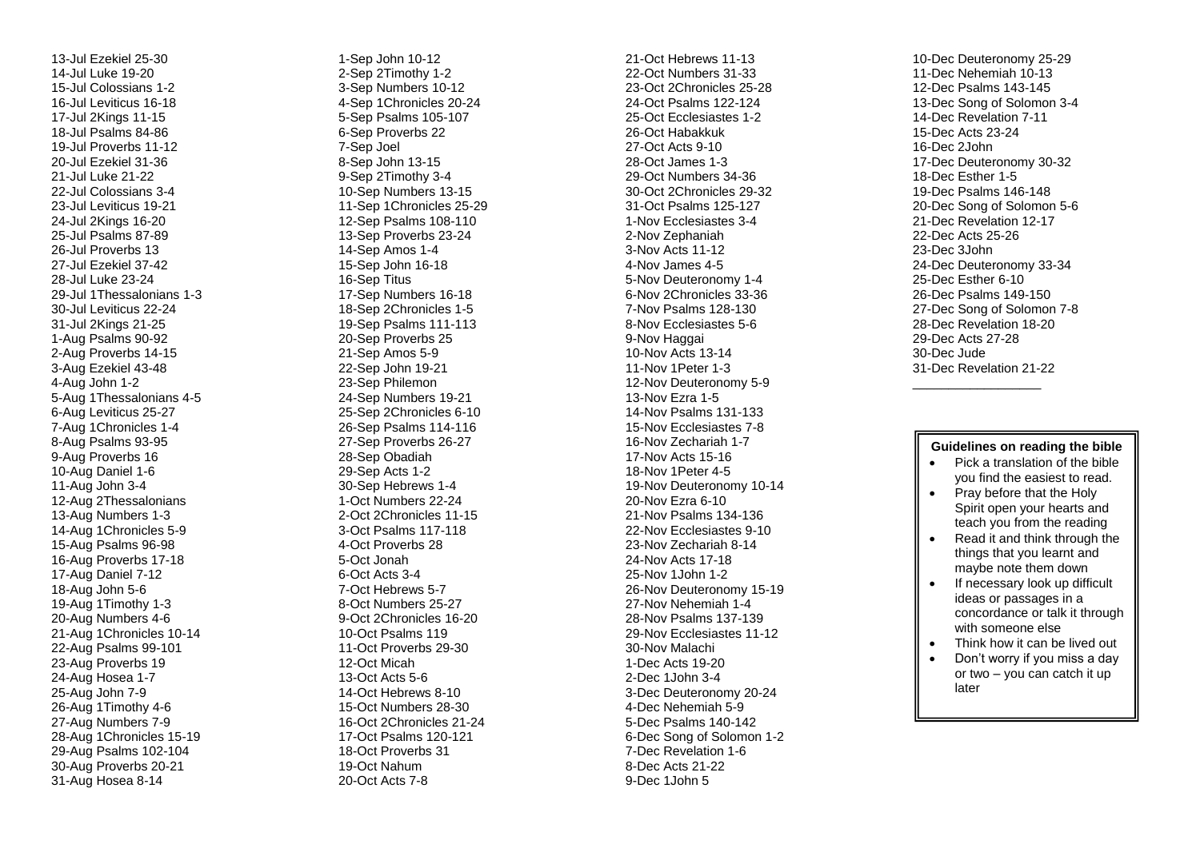13-Jul Ezekiel 25-30
14-Jul Luke 19-20
15-Jul Colossians 1-2
16-Jul Leviticus 16-18
17-Jul 2Kings 11-15
18-Jul Psalms 84-86
19-Jul Proverbs 11-12
20-Jul Ezekiel 31-36
21-Jul Luke 21-22
22-Jul Colossians 3-4
23-Jul Leviticus 19-21
24-Jul 2Kings 16-20
25-Jul Psalms 87-89
26-Jul Proverbs 13
27-Jul Ezekiel 37-42
28-Jul Luke 23-24
29-Jul 1Thessalonians 1-3
30-Jul Leviticus 22-24
31-Jul 2Kings 21-25
1-Aug Psalms 90-92
2-Aug Proverbs 14-15
3-Aug Ezekiel 43-48
4-Aug John 1-2
5-Aug 1Thessalonians 4-5
6-Aug Leviticus 25-27
7-Aug 1Chronicles 1-4
8-Aug Psalms 93-95
9-Aug Proverbs 16
10-Aug Daniel 1-6
11-Aug John 3-4
12-Aug 2Thessalonians
13-Aug Numbers 1-3
14-Aug 1Chronicles 5-9
15-Aug Psalms 96-98
16-Aug Proverbs 17-18
17-Aug Daniel 7-12
18-Aug John 5-6
19-Aug 1Timothy 1-3
20-Aug Numbers 4-6
21-Aug 1Chronicles 10-14
22-Aug Psalms 99-101
23-Aug Proverbs 19
24-Aug Hosea 1-7
25-Aug John 7-9
26-Aug 1Timothy 4-6
27-Aug Numbers 7-9
28-Aug 1Chronicles 15-19
29-Aug Psalms 102-104
30-Aug Proverbs 20-21
31-Aug Hosea 8-14

1-Sep John 10-12
2-Sep 2Timothy 1-2
3-Sep Numbers 10-12
4-Sep 1Chronicles 20-24
5-Sep Psalms 105-107
6-Sep Proverbs 22
7-Sep Joel
8-Sep John 13-15
9-Sep 2Timothy 3-4
10-Sep Numbers 13-15
11-Sep 1Chronicles 25-29
12-Sep Psalms 108-110
13-Sep Proverbs 23-24
14-Sep Amos 1-4
15-Sep John 16-18
16-Sep Titus
17-Sep Numbers 16-18
18-Sep 2Chronicles 1-5
19-Sep Psalms 111-113
20-Sep Proverbs 25
21-Sep Amos 5-9
22-Sep John 19-21
23-Sep Philemon
24-Sep Numbers 19-21
25-Sep 2Chronicles 6-10
26-Sep Psalms 114-116
27-Sep Proverbs 26-27
28-Sep Obadiah
29-Sep Acts 1-2
30-Sep Hebrews 1-4
1-Oct Numbers 22-24
2-Oct 2Chronicles 11-15
3-Oct Psalms 117-118
4-Oct Proverbs 28
5-Oct Jonah
6-Oct Acts 3-4
7-Oct Hebrews 5-7
8-Oct Numbers 25-27
9-Oct 2Chronicles 16-20
10-Oct Psalms 119
11-Oct Proverbs 29-30
12-Oct Micah
13-Oct Acts 5-6
14-Oct Hebrews 8-10
15-Oct Numbers 28-30
16-Oct 2Chronicles 21-24
17-Oct Psalms 120-121
18-Oct Proverbs 31
19-Oct Nahum
20-Oct Acts 7-8

21-Oct Hebrews 11-13
22-Oct Numbers 31-33
23-Oct 2Chronicles 25-28
24-Oct Psalms 122-124
25-Oct Ecclesiastes 1-2
26-Oct Habakkuk
27-Oct Acts 9-10
28-Oct James 1-3
29-Oct Numbers 34-36
30-Oct 2Chronicles 29-32
31-Oct Psalms 125-127
1-Nov Ecclesiastes 3-4
2-Nov Zephaniah
3-Nov Acts 11-12
4-Nov James 4-5
5-Nov Deuteronomy 1-4
6-Nov 2Chronicles 33-36
7-Nov Psalms 128-130
8-Nov Ecclesiastes 5-6
9-Nov Haggai
10-Nov Acts 13-14
11-Nov 1Peter 1-3
12-Nov Deuteronomy 5-9
13-Nov Ezra 1-5
14-Nov Psalms 131-133
15-Nov Ecclesiastes 7-8
16-Nov Zechariah 1-7
17-Nov Acts 15-16
18-Nov 1Peter 4-5
19-Nov Deuteronomy 10-14
20-Nov Ezra 6-10
21-Nov Psalms 134-136
22-Nov Ecclesiastes 9-10
23-Nov Zechariah 8-14
24-Nov Acts 17-18
25-Nov 1John 1-2
26-Nov Deuteronomy 15-19
27-Nov Nehemiah 1-4
28-Nov Psalms 137-139
29-Nov Ecclesiastes 11-12
30-Nov Malachi
1-Dec Acts 19-20
2-Dec 1John 3-4
3-Dec Deuteronomy 20-24
4-Dec Nehemiah 5-9
5-Dec Psalms 140-142
6-Dec Song of Solomon 1-2
7-Dec Revelation 1-6
8-Dec Acts 21-22
9-Dec 1John 5

10-Dec Deuteronomy 25-29
11-Dec Nehemiah 10-13
12-Dec Psalms 143-145
13-Dec Song of Solomon 3-4
14-Dec Revelation 7-11
15-Dec Acts 23-24
16-Dec 2John
17-Dec Deuteronomy 30-32
18-Dec Esther 1-5
19-Dec Psalms 146-148
20-Dec Song of Solomon 5-6
21-Dec Revelation 12-17
22-Dec Acts 25-26
23-Dec 3John
24-Dec Deuteronomy 33-34
25-Dec Esther 6-10
26-Dec Psalms 149-150
27-Dec Song of Solomon 7-8
28-Dec Revelation 18-20
29-Dec Acts 27-28
30-Dec Jude
31-Dec Revelation 21-22

\_\_\_\_\_\_\_\_\_\_\_\_\_\_\_\_\_\_

**Guidelines on reading the bible**

- Pick a translation of the bible you find the easiest to read.
- Pray before that the Holy Spirit open your hearts and teach you from the reading
- Read it and think through the things that you learnt and maybe note them down
- If necessary look up difficult ideas or passages in a concordance or talk it through with someone else
- Think how it can be lived out
- Don't worry if you miss a day or two – you can catch it up later